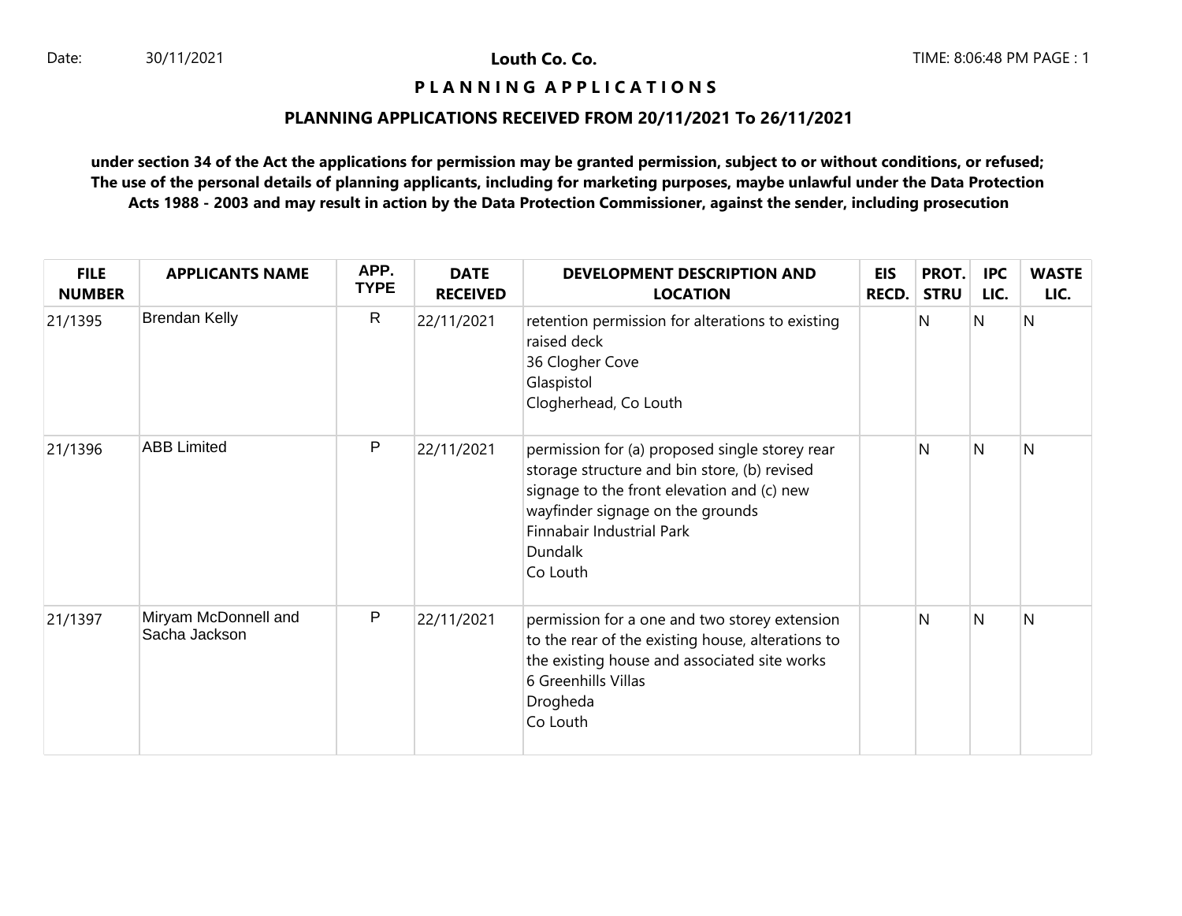**Louth Co. Co.**

# PLANNING APPLICATIONS

## PLANNING APPLICATIONS RECEIVED FROM 20/11/2021 To 26/11/2021

**under section 34 of the Act the applications for permission may be granted permission, subject to or without conditions, or refused; The use of the personal details of planning applicants, including for marketing purposes, maybe unlawful under the Data Protection Acts 1988 - 2003 and may result in action by the Data Protection Commissioner, against the sender, including prosecution**

| FILE NUMBER | APPLICANTS NAME | APP. TYPE | DATE RECEIVED | DEVELOPMENT DESCRIPTION AND LOCATION | EIS RECD. | PROT. STRU | IPC LIC. | WASTE LIC. |
|---|---|---|---|---|---|---|---|---|
| 21/1395 | Brendan Kelly | R | 22/11/2021 | retention permission for alterations to existing raised deck<br>36 Clogher Cove<br>Glaspistol<br>Clogherhead, Co Louth | | N | N | N |
| 21/1396 | ABB Limited | P | 22/11/2021 | permission for (a) proposed single storey rear storage structure and bin store, (b) revised signage to the front elevation and (c) new wayfinder signage on the grounds<br>Finnabair Industrial Park<br>Dundalk<br>Co Louth | | N | N | N |
| 21/1397 | Miryam McDonnell and Sacha Jackson | P | 22/11/2021 | permission for a one and two storey extension to the rear of the existing house, alterations to the existing house and associated site works<br>6 Greenhills Villas<br>Drogheda<br>Co Louth | | N | N | N |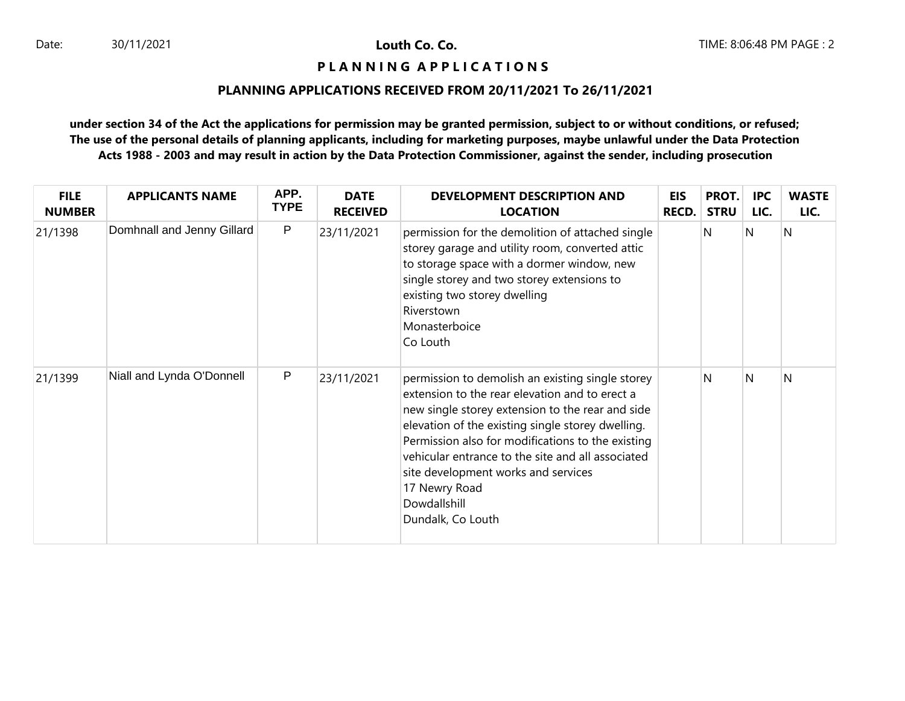# P L A N N I N G A P P L I C A T I O N S

## PLANNING APPLICATIONS RECEIVED FROM 20/11/2021 To 26/11/2021

**under section 34 of the Act the applications for permission may be granted permission, subject to or without conditions, or refused; The use of the personal details of planning applicants, including for marketing purposes, maybe unlawful under the Data Protection Acts 1988 - 2003 and may result in action by the Data Protection Commissioner, against the sender, including prosecution**

| FILE NUMBER | APPLICANTS NAME | APP. TYPE | DATE RECEIVED | DEVELOPMENT DESCRIPTION AND LOCATION | EIS RECD. | PROT. STRU | IPC LIC. | WASTE LIC. |
|---|---|---|---|---|---|---|---|---|
| 21/1398 | Domhnall and Jenny Gillard | P | 23/11/2021 | permission for the demolition of attached single storey garage and utility room, converted attic to storage space with a dormer window, new single storey and two storey extensions to existing two storey dwelling<br>Riverstown<br>Monasterboice<br>Co Louth | | N | N | N |
| 21/1399 | Niall and Lynda O'Donnell | P | 23/11/2021 | permission to demolish an existing single storey extension to the rear elevation and to erect a new single storey extension to the rear and side elevation of the existing single storey dwelling. Permission also for modifications to the existing vehicular entrance to the site and all associated site development works and services<br>17 Newry Road<br>Dowdallshill<br>Dundalk, Co Louth | | N | N | N |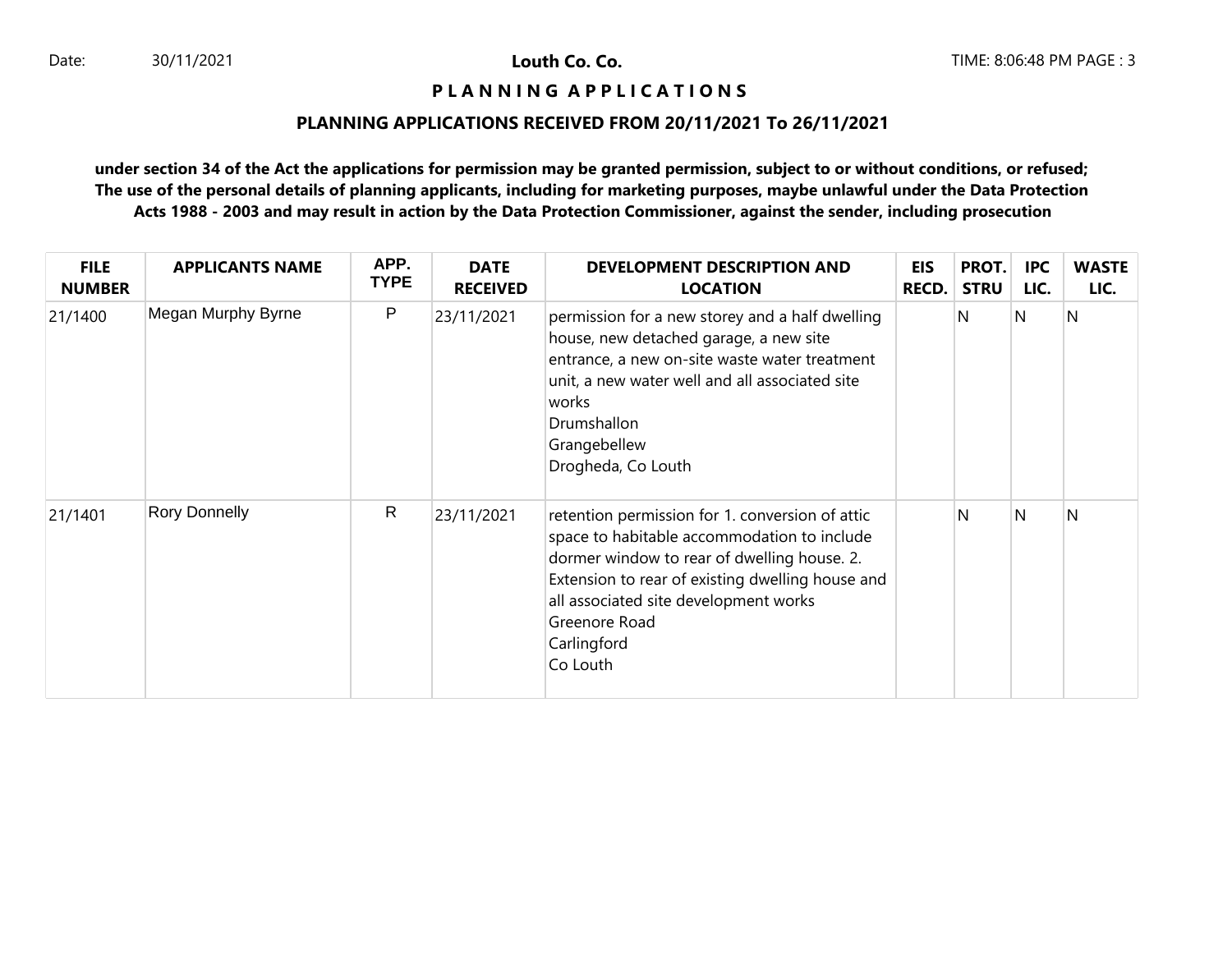# Louth Co. Co.

## P L A N N I N G A P P L I C A T I O N S

### PLANNING APPLICATIONS RECEIVED FROM 20/11/2021 To 26/11/2021

**under section 34 of the Act the applications for permission may be granted permission, subject to or without conditions, or refused; The use of the personal details of planning applicants, including for marketing purposes, maybe unlawful under the Data Protection Acts 1988 - 2003 and may result in action by the Data Protection Commissioner, against the sender, including prosecution**

| FILE NUMBER | APPLICANTS NAME | APP. TYPE | DATE RECEIVED | DEVELOPMENT DESCRIPTION AND LOCATION | EIS RECD. | PROT. STRU | IPC LIC. | WASTE LIC. |
|---|---|---|---|---|---|---|---|---|
| 21/1400 | Megan Murphy Byrne | P | 23/11/2021 | permission for a new storey and a half dwelling house, new detached garage, a new site entrance, a new on-site waste water treatment unit, a new water well and all associated site works<br>Drumshallon<br>Grangebellew<br>Drogheda, Co Louth | | N | N | N |
| 21/1401 | Rory Donnelly | R | 23/11/2021 | retention permission for 1. conversion of attic space to habitable accommodation to include dormer window to rear of dwelling house. 2. Extension to rear of existing dwelling house and all associated site development works<br>Greenore Road<br>Carlingford<br>Co Louth | | N | N | N |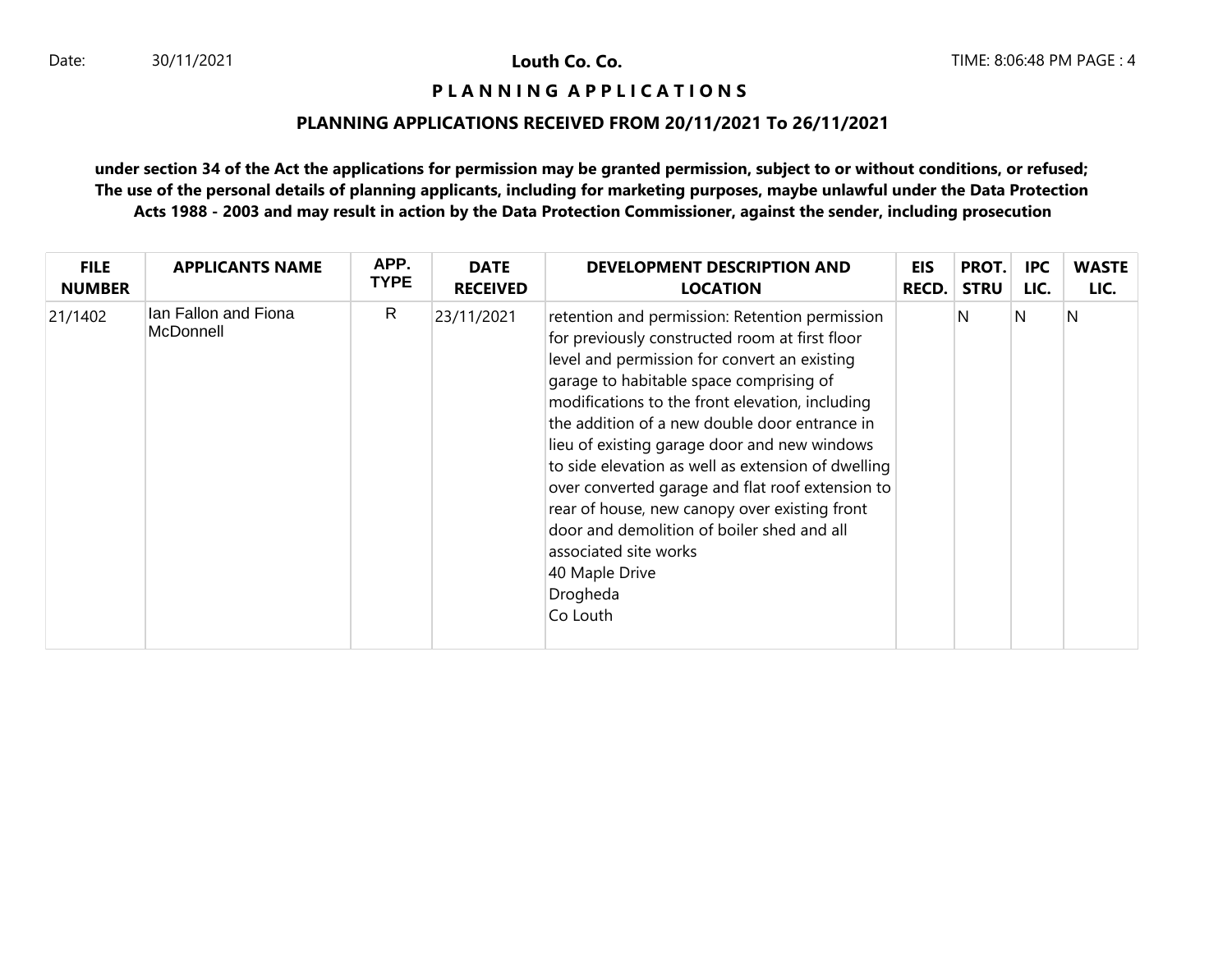Date: 30/11/2021

**Louth Co. Co.**

TIME: 8:06:48 PM PAGE : 4

## P L A N N I N G A P P L I C A T I O N S

### PLANNING APPLICATIONS RECEIVED FROM 20/11/2021 To 26/11/2021

**under section 34 of the Act the applications for permission may be granted permission, subject to or without conditions, or refused; The use of the personal details of planning applicants, including for marketing purposes, maybe unlawful under the Data Protection Acts 1988 - 2003 and may result in action by the Data Protection Commissioner, against the sender, including prosecution**

| FILE NUMBER | APPLICANTS NAME | APP. TYPE | DATE RECEIVED | DEVELOPMENT DESCRIPTION AND LOCATION | EIS RECD. | PROT. STRU | IPC LIC. | WASTE LIC. |
|---|---|---|---|---|---|---|---|---|
| 21/1402 | Ian Fallon and Fiona McDonnell | R | 23/11/2021 | retention and permission: Retention permission for previously constructed room at first floor level and permission for convert an existing garage to habitable space comprising of modifications to the front elevation, including the addition of a new double door entrance in lieu of existing garage door and new windows to side elevation as well as extension of dwelling over converted garage and flat roof extension to rear of house, new canopy over existing front door and demolition of boiler shed and all associated site works 40 Maple Drive Drogheda Co Louth | | N | N | N |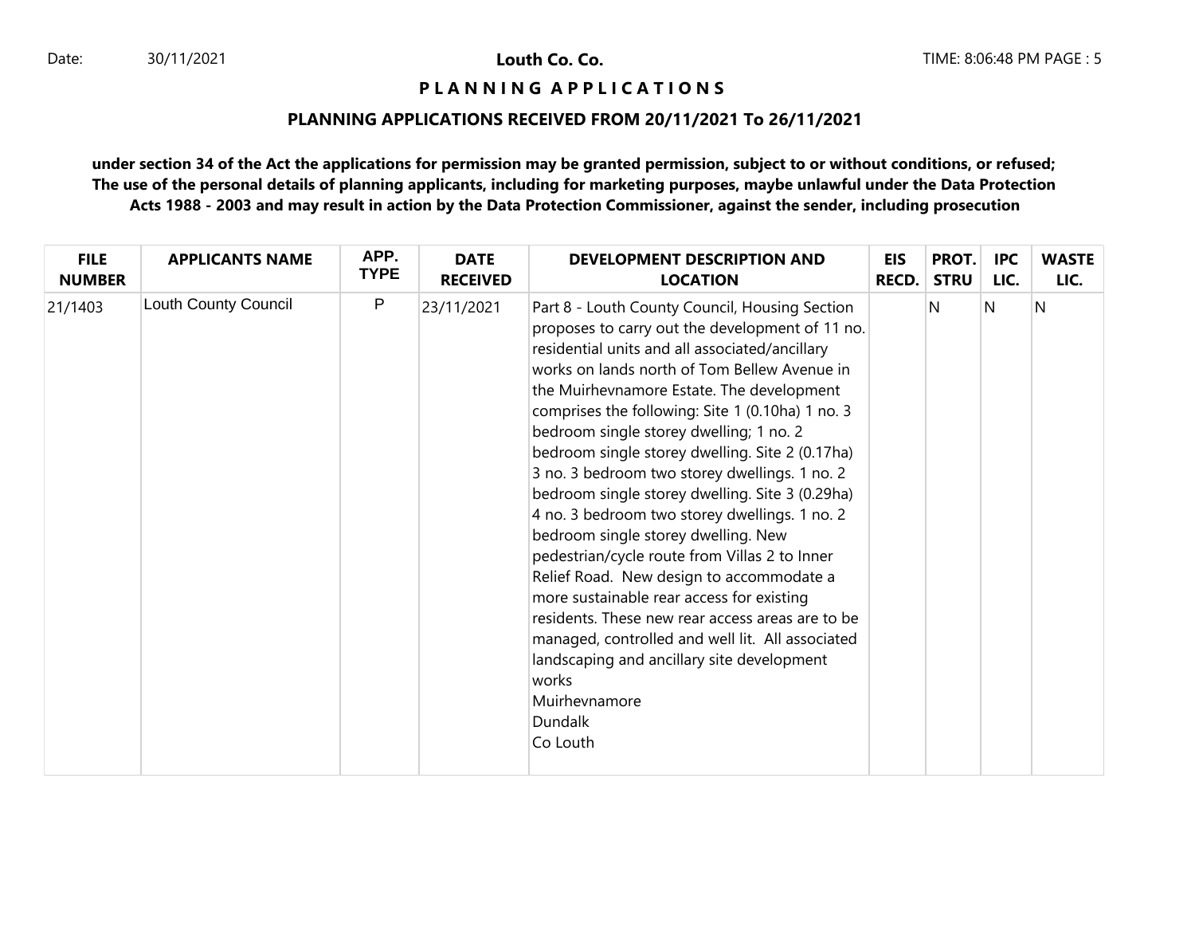**Louth Co. Co.**

**P L A N N I N G A P P L I C A T I O N S**

**PLANNING APPLICATIONS RECEIVED FROM 20/11/2021 To 26/11/2021**

**under section 34 of the Act the applications for permission may be granted permission, subject to or without conditions, or refused; The use of the personal details of planning applicants, including for marketing purposes, maybe unlawful under the Data Protection Acts 1988 - 2003 and may result in action by the Data Protection Commissioner, against the sender, including prosecution**

| FILE NUMBER | APPLICANTS NAME | APP. TYPE | DATE RECEIVED | DEVELOPMENT DESCRIPTION AND LOCATION | EIS RECD. | PROT. STRU | IPC LIC. | WASTE LIC. |
|---|---|---|---|---|---|---|---|---|
| 21/1403 | Louth County Council | P | 23/11/2021 | Part 8 - Louth County Council, Housing Section proposes to carry out the development of 11 no. residential units and all associated/ancillary works on lands north of Tom Bellew Avenue in the Muirhevnamore Estate. The development comprises the following: Site 1 (0.10ha) 1 no. 3 bedroom single storey dwelling; 1 no. 2 bedroom single storey dwelling. Site 2 (0.17ha) 3 no. 3 bedroom two storey dwellings. 1 no. 2 bedroom single storey dwelling. Site 3 (0.29ha) 4 no. 3 bedroom two storey dwellings. 1 no. 2 bedroom single storey dwelling. New pedestrian/cycle route from Villas 2 to Inner Relief Road. New design to accommodate a more sustainable rear access for existing residents. These new rear access areas are to be managed, controlled and well lit. All associated landscaping and ancillary site development works<br>Muirhevnamore<br>Dundalk<br>Co Louth | | N | N | N |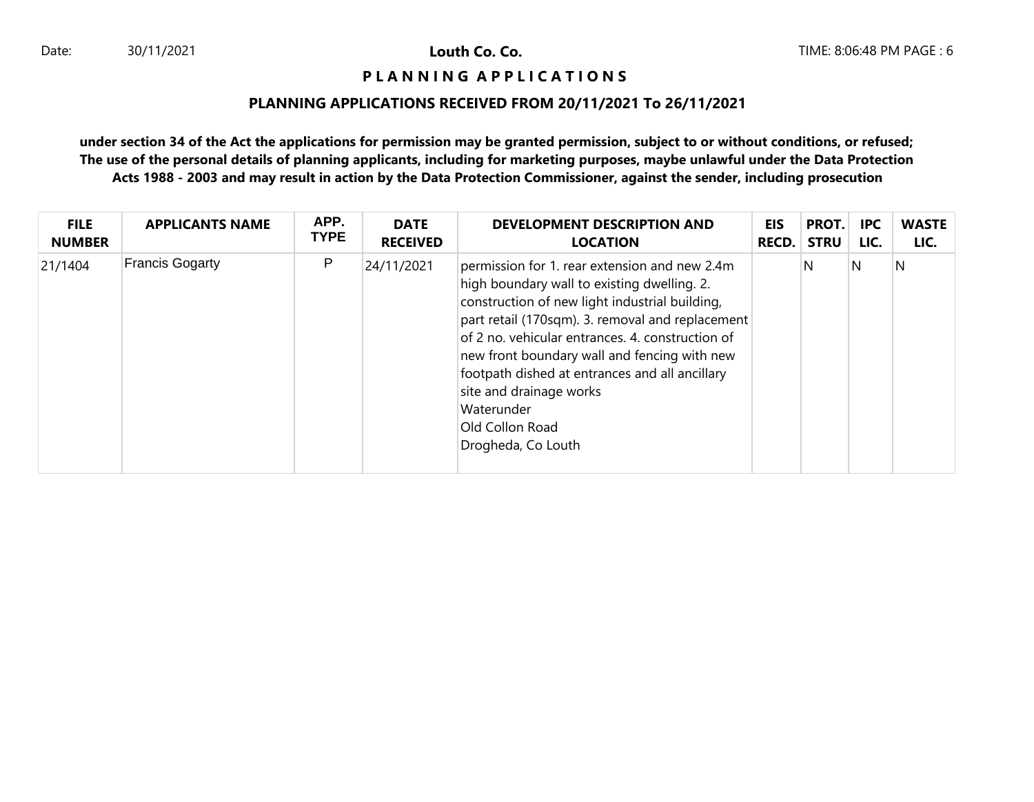# Louth Co. Co.

## PLANNING APPLICATIONS

### PLANNING APPLICATIONS RECEIVED FROM 20/11/2021 To 26/11/2021

**under section 34 of the Act the applications for permission may be granted permission, subject to or without conditions, or refused; The use of the personal details of planning applicants, including for marketing purposes, maybe unlawful under the Data Protection Acts 1988 - 2003 and may result in action by the Data Protection Commissioner, against the sender, including prosecution**

| FILE NUMBER | APPLICANTS NAME | APP. TYPE | DATE RECEIVED | DEVELOPMENT DESCRIPTION AND LOCATION | EIS RECD. | PROT. STRU | IPC LIC. | WASTE LIC. |
|---|---|---|---|---|---|---|---|---|
| 21/1404 | Francis Gogarty | P | 24/11/2021 | permission for 1. rear extension and new 2.4m high boundary wall to existing dwelling. 2. construction of new light industrial building, part retail (170sqm). 3. removal and replacement of 2 no. vehicular entrances. 4. construction of new front boundary wall and fencing with new footpath dished at entrances and all ancillary site and drainage works<br>Waterunder<br>Old Collon Road<br>Drogheda, Co Louth | | N | N | N |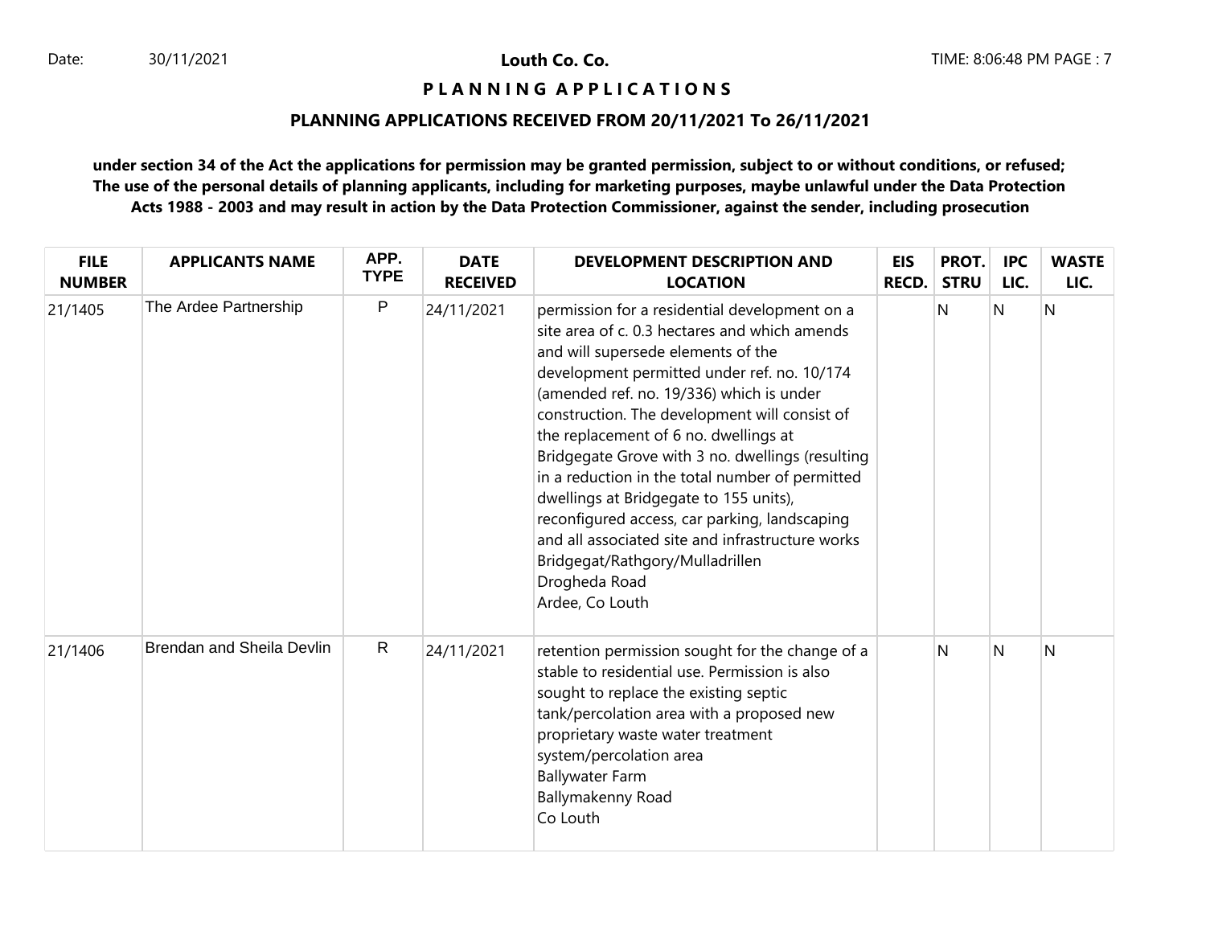**Louth Co. Co.**

**P L A N N I N G   A P P L I C A T I O N S**

**PLANNING APPLICATIONS RECEIVED FROM 20/11/2021 To 26/11/2021**

**under section 34 of the Act the applications for permission may be granted permission, subject to or without conditions, or refused; The use of the personal details of planning applicants, including for marketing purposes, maybe unlawful under the Data Protection Acts 1988 - 2003 and may result in action by the Data Protection Commissioner, against the sender, including prosecution**

| FILE NUMBER | APPLICANTS NAME | APP. TYPE | DATE RECEIVED | DEVELOPMENT DESCRIPTION AND LOCATION | EIS RECD. | PROT. STRU | IPC LIC. | WASTE LIC. |
|---|---|---|---|---|---|---|---|---|
| 21/1405 | The Ardee Partnership | P | 24/11/2021 | permission for a residential development on a site area of c. 0.3 hectares and which amends and will supersede elements of the development permitted under ref. no. 10/174 (amended ref. no. 19/336) which is under construction. The development will consist of the replacement of 6 no. dwellings at Bridgegate Grove with 3 no. dwellings (resulting in a reduction in the total number of permitted dwellings at Bridgegate to 155 units), reconfigured access, car parking, landscaping and all associated site and infrastructure works Bridgegat/Rathgory/Mulladrillen Drogheda Road Ardee, Co Louth | | N | N | N |
| 21/1406 | Brendan and Sheila Devlin | R | 24/11/2021 | retention permission sought for the change of a stable to residential use. Permission is also sought to replace the existing septic tank/percolation area with a proposed new proprietary waste water treatment system/percolation area Ballywater Farm Ballymakenny Road Co Louth | | N | N | N |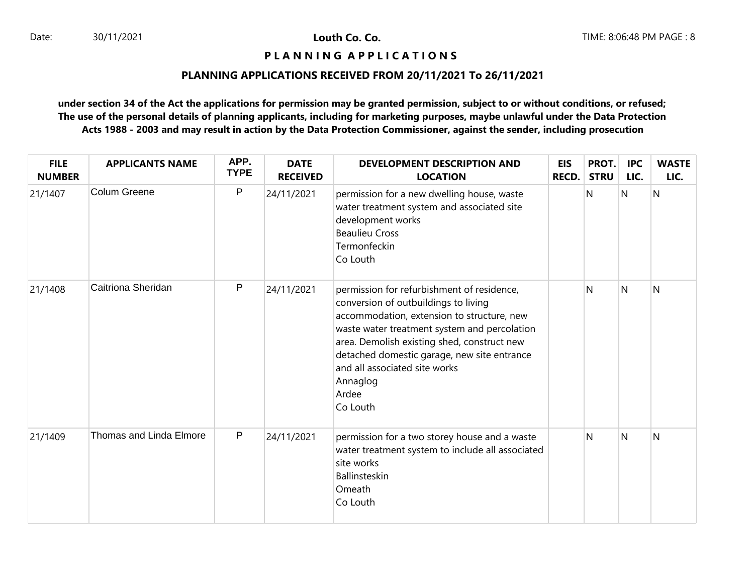**Louth Co. Co.**

**P L A N N I N G A P P L I C A T I O N S**

**PLANNING APPLICATIONS RECEIVED FROM 20/11/2021 To 26/11/2021**

**under section 34 of the Act the applications for permission may be granted permission, subject to or without conditions, or refused; The use of the personal details of planning applicants, including for marketing purposes, maybe unlawful under the Data Protection Acts 1988 - 2003 and may result in action by the Data Protection Commissioner, against the sender, including prosecution**

| FILE NUMBER | APPLICANTS NAME | APP. TYPE | DATE RECEIVED | DEVELOPMENT DESCRIPTION AND LOCATION | EIS RECD. | PROT. STRU | IPC LIC. | WASTE LIC. |
|---|---|---|---|---|---|---|---|---|
| 21/1407 | Colum Greene | P | 24/11/2021 | permission for a new dwelling house, waste water treatment system and associated site development works<br>Beaulieu Cross<br>Termonfeckin<br>Co Louth | | N | N | N |
| 21/1408 | Caitriona Sheridan | P | 24/11/2021 | permission for refurbishment of residence, conversion of outbuildings to living accommodation, extension to structure, new waste water treatment system and percolation area. Demolish existing shed, construct new detached domestic garage, new site entrance and all associated site works<br>Annaglog<br>Ardee<br>Co Louth | | N | N | N |
| 21/1409 | Thomas and Linda Elmore | P | 24/11/2021 | permission for a two storey house and a waste water treatment system to include all associated site works<br>Ballinsteskin<br>Omeath<br>Co Louth | | N | N | N |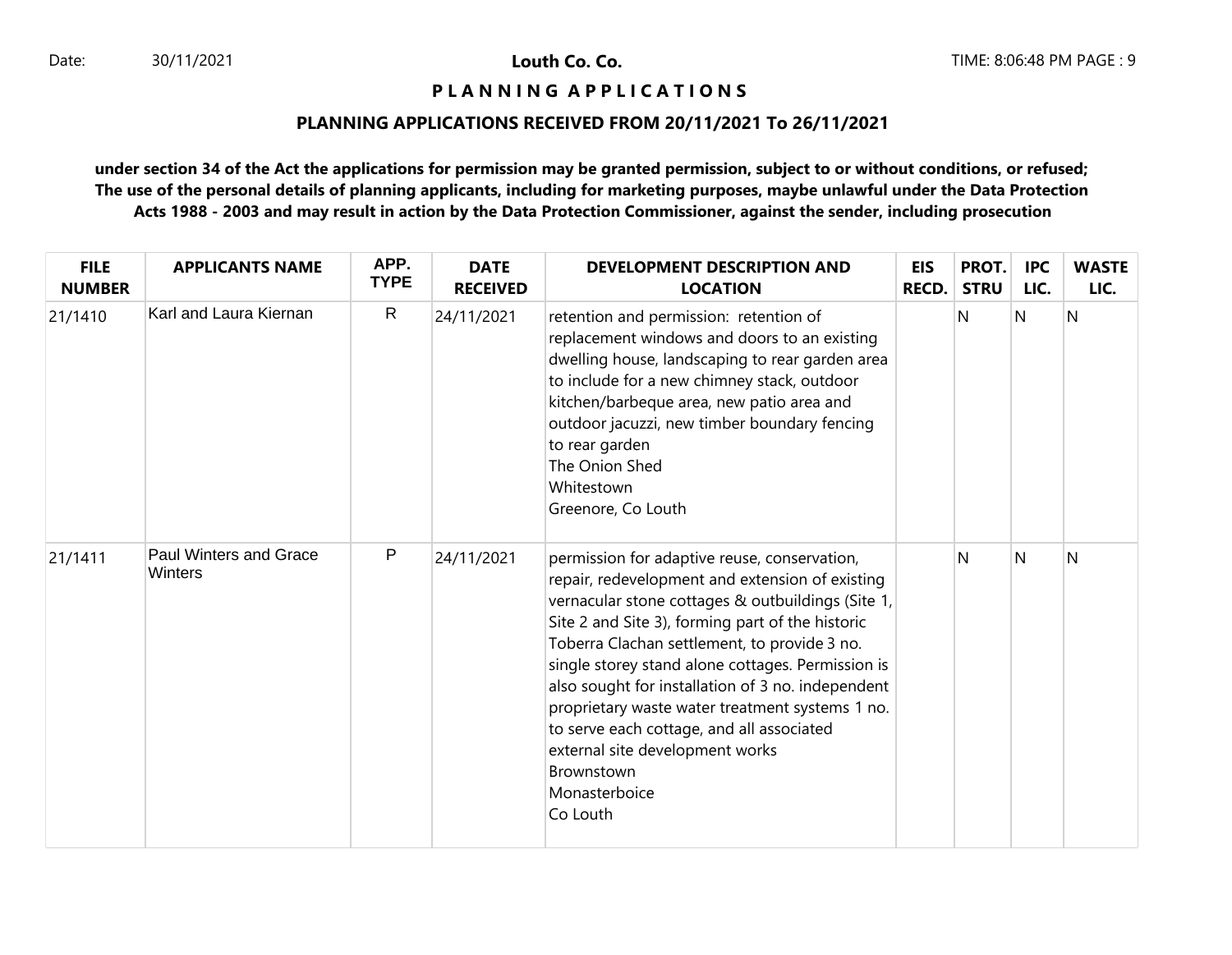**Louth Co. Co.**

**P L A N N I N G  A P P L I C A T I O N S**

**PLANNING APPLICATIONS RECEIVED FROM 20/11/2021 To 26/11/2021**

**under section 34 of the Act the applications for permission may be granted permission, subject to or without conditions, or refused; The use of the personal details of planning applicants, including for marketing purposes, maybe unlawful under the Data Protection Acts 1988 - 2003 and may result in action by the Data Protection Commissioner, against the sender, including prosecution**

| FILE NUMBER | APPLICANTS NAME | APP. TYPE | DATE RECEIVED | DEVELOPMENT DESCRIPTION AND LOCATION | EIS RECD. | PROT. STRU | IPC LIC. | WASTE LIC. |
|---|---|---|---|---|---|---|---|---|
| 21/1410 | Karl and Laura Kiernan | R | 24/11/2021 | retention and permission: retention of replacement windows and doors to an existing dwelling house, landscaping to rear garden area to include for a new chimney stack, outdoor kitchen/barbeque area, new patio area and outdoor jacuzzi, new timber boundary fencing to rear garden<br>The Onion Shed<br>Whitestown<br>Greenore, Co Louth | | N | N | N |
| 21/1411 | Paul Winters and Grace Winters | P | 24/11/2021 | permission for adaptive reuse, conservation, repair, redevelopment and extension of existing vernacular stone cottages & outbuildings (Site 1, Site 2 and Site 3), forming part of the historic Toberra Clachan settlement, to provide 3 no. single storey stand alone cottages. Permission is also sought for installation of 3 no. independent proprietary waste water treatment systems 1 no. to serve each cottage, and all associated external site development works<br>Brownstown<br>Monasterboice<br>Co Louth | | N | N | N |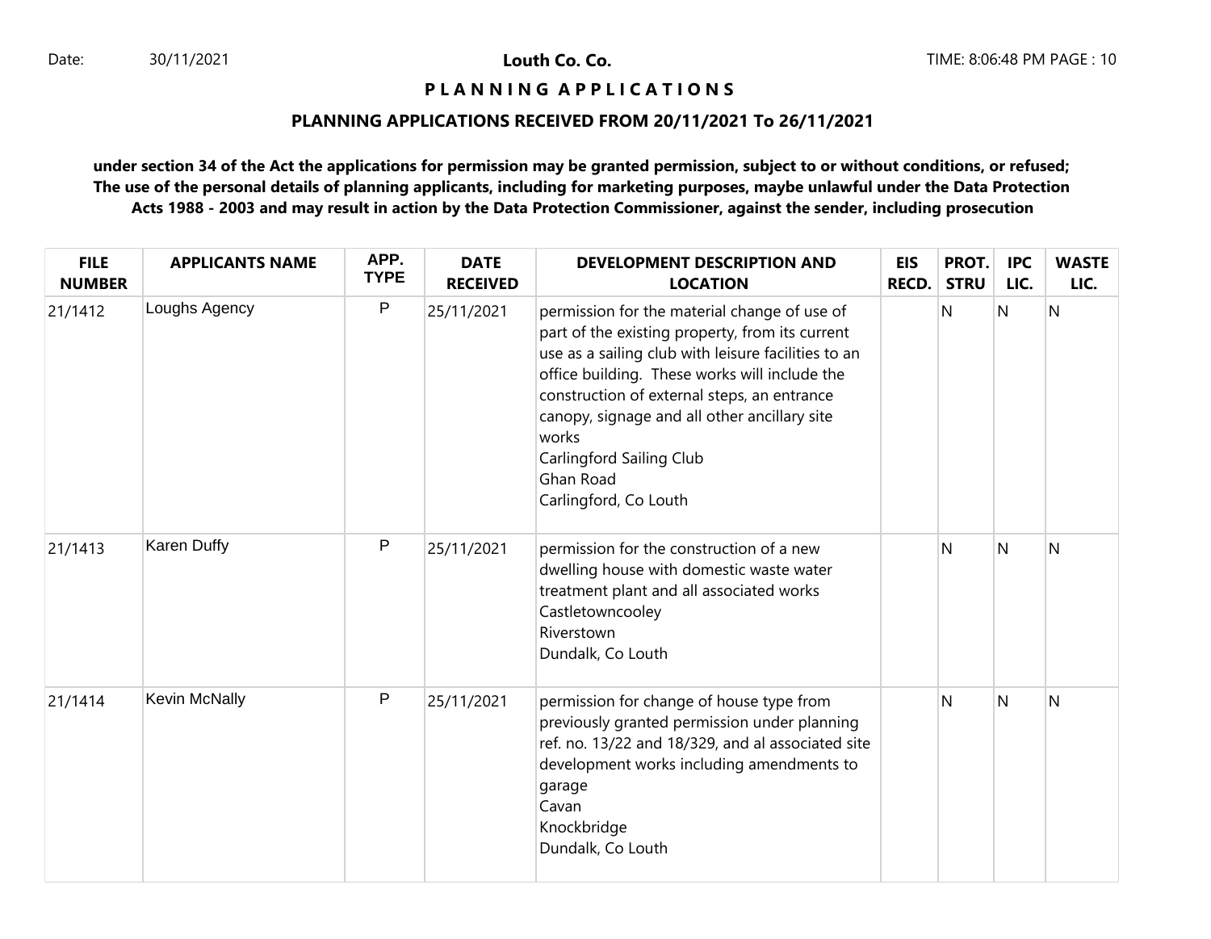# Louth Co. Co.

## P L A N N I N G A P P L I C A T I O N S

### PLANNING APPLICATIONS RECEIVED FROM 20/11/2021 To 26/11/2021

**under section 34 of the Act the applications for permission may be granted permission, subject to or without conditions, or refused; The use of the personal details of planning applicants, including for marketing purposes, maybe unlawful under the Data Protection Acts 1988 - 2003 and may result in action by the Data Protection Commissioner, against the sender, including prosecution**

| FILE NUMBER | APPLICANTS NAME | APP. TYPE | DATE RECEIVED | DEVELOPMENT DESCRIPTION AND LOCATION | EIS RECD. | PROT. STRU | IPC LIC. | WASTE LIC. |
|---|---|---|---|---|---|---|---|---|
| 21/1412 | Loughs Agency | P | 25/11/2021 | permission for the material change of use of part of the existing property, from its current use as a sailing club with leisure facilities to an office building. These works will include the construction of external steps, an entrance canopy, signage and all other ancillary site works<br>Carlingford Sailing Club<br>Ghan Road<br>Carlingford, Co Louth | | N | N | N |
| 21/1413 | Karen Duffy | P | 25/11/2021 | permission for the construction of a new dwelling house with domestic waste water treatment plant and all associated works<br>Castletowncooley<br>Riverstown<br>Dundalk, Co Louth | | N | N | N |
| 21/1414 | Kevin McNally | P | 25/11/2021 | permission for change of house type from previously granted permission under planning ref. no. 13/22 and 18/329, and al associated site development works including amendments to garage<br>Cavan<br>Knockbridge<br>Dundalk, Co Louth | | N | N | N |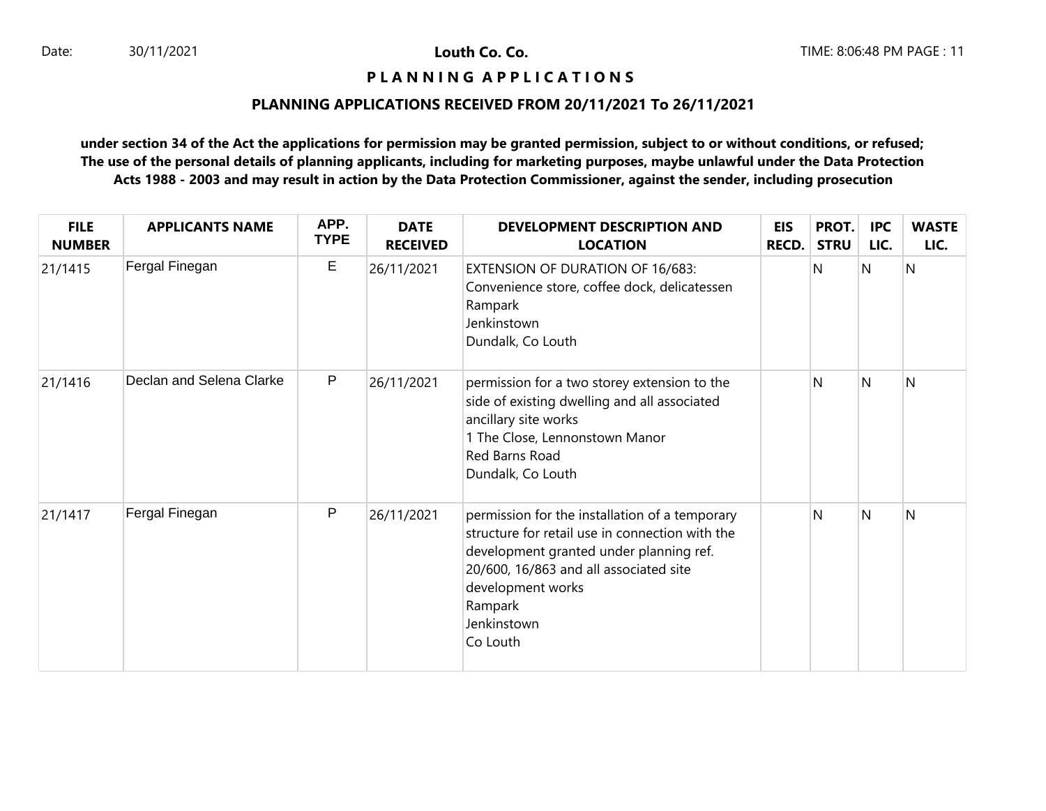Date: 30/11/2021

**Louth Co. Co.**

TIME: 8:06:48 PM

# PLANNING APPLICATIONS

## PLANNING APPLICATIONS RECEIVED FROM 20/11/2021 To 26/11/2021

**under section 34 of the Act the applications for permission may be granted permission, subject to or without conditions, or refused; The use of the personal details of planning applicants, including for marketing purposes, maybe unlawful under the Data Protection Acts 1988 - 2003 and may result in action by the Data Protection Commissioner, against the sender, including prosecution**

| FILE NUMBER | APPLICANTS NAME | APP. TYPE | DATE RECEIVED | DEVELOPMENT DESCRIPTION AND LOCATION | EIS RECD. | PROT. STRU | IPC LIC. | WASTE LIC. |
|---|---|---|---|---|---|---|---|---|
| 21/1415 | Fergal Finegan | E | 26/11/2021 | EXTENSION OF DURATION OF 16/683: Convenience store, coffee dock, delicatessen Rampark Jenkinstown Dundalk, Co Louth | | N | N | N |
| 21/1416 | Declan and Selena Clarke | P | 26/11/2021 | permission for a two storey extension to the side of existing dwelling and all associated ancillary site works 1 The Close, Lennonstown Manor Red Barns Road Dundalk, Co Louth | | N | N | N |
| 21/1417 | Fergal Finegan | P | 26/11/2021 | permission for the installation of a temporary structure for retail use in connection with the development granted under planning ref. 20/600, 16/863 and all associated site development works Rampark Jenkinstown Co Louth | | N | N | N |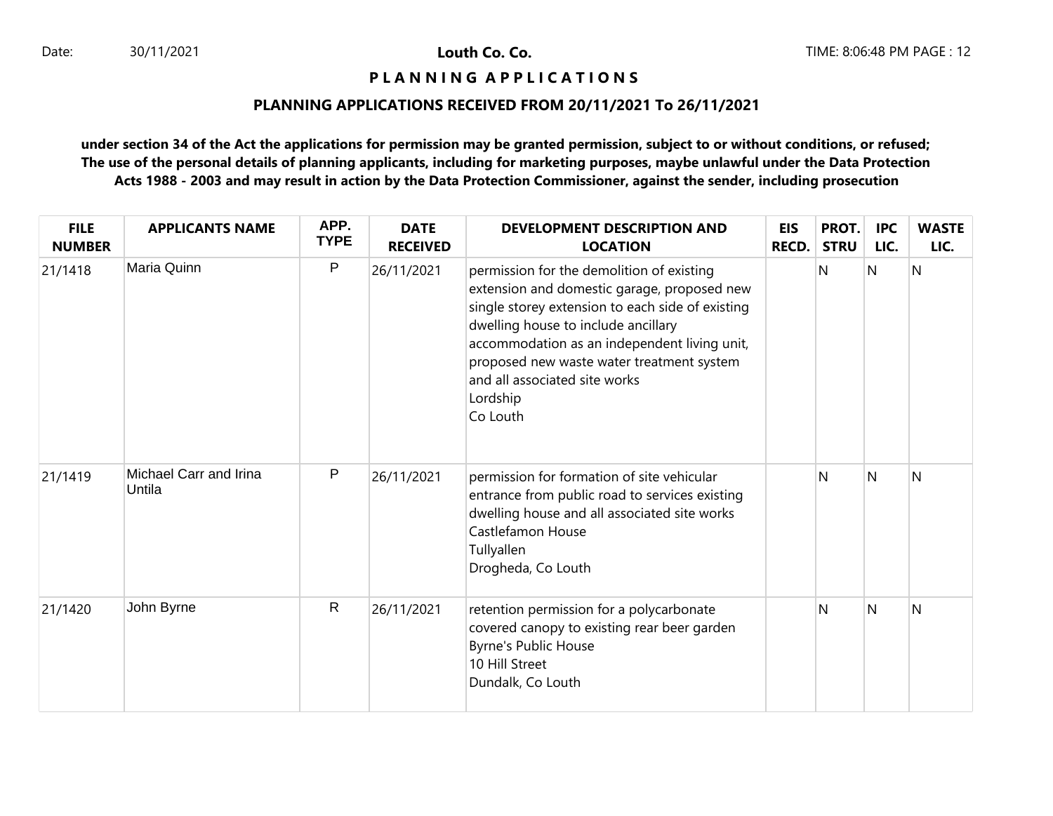**Louth Co. Co.**

# P L A N N I N G A P P L I C A T I O N S

## PLANNING APPLICATIONS RECEIVED FROM 20/11/2021 To 26/11/2021

**under section 34 of the Act the applications for permission may be granted permission, subject to or without conditions, or refused; The use of the personal details of planning applicants, including for marketing purposes, maybe unlawful under the Data Protection Acts 1988 - 2003 and may result in action by the Data Protection Commissioner, against the sender, including prosecution**

| FILE NUMBER | APPLICANTS NAME | APP. TYPE | DATE RECEIVED | DEVELOPMENT DESCRIPTION AND LOCATION | EIS RECD. | PROT. STRU | IPC LIC. | WASTE LIC. |
|---|---|---|---|---|---|---|---|---|
| 21/1418 | Maria Quinn | P | 26/11/2021 | permission for the demolition of existing extension and domestic garage, proposed new single storey extension to each side of existing dwelling house to include ancillary accommodation as an independent living unit, proposed new waste water treatment system and all associated site works<br>Lordship<br>Co Louth | | N | N | N |
| 21/1419 | Michael Carr and Irina Untila | P | 26/11/2021 | permission for formation of site vehicular entrance from public road to services existing dwelling house and all associated site works<br>Castlefamon House<br>Tullyallen<br>Drogheda, Co Louth | | N | N | N |
| 21/1420 | John Byrne | R | 26/11/2021 | retention permission for a polycarbonate covered canopy to existing rear beer garden<br>Byrne's Public House<br>10 Hill Street<br>Dundalk, Co Louth | | N | N | N |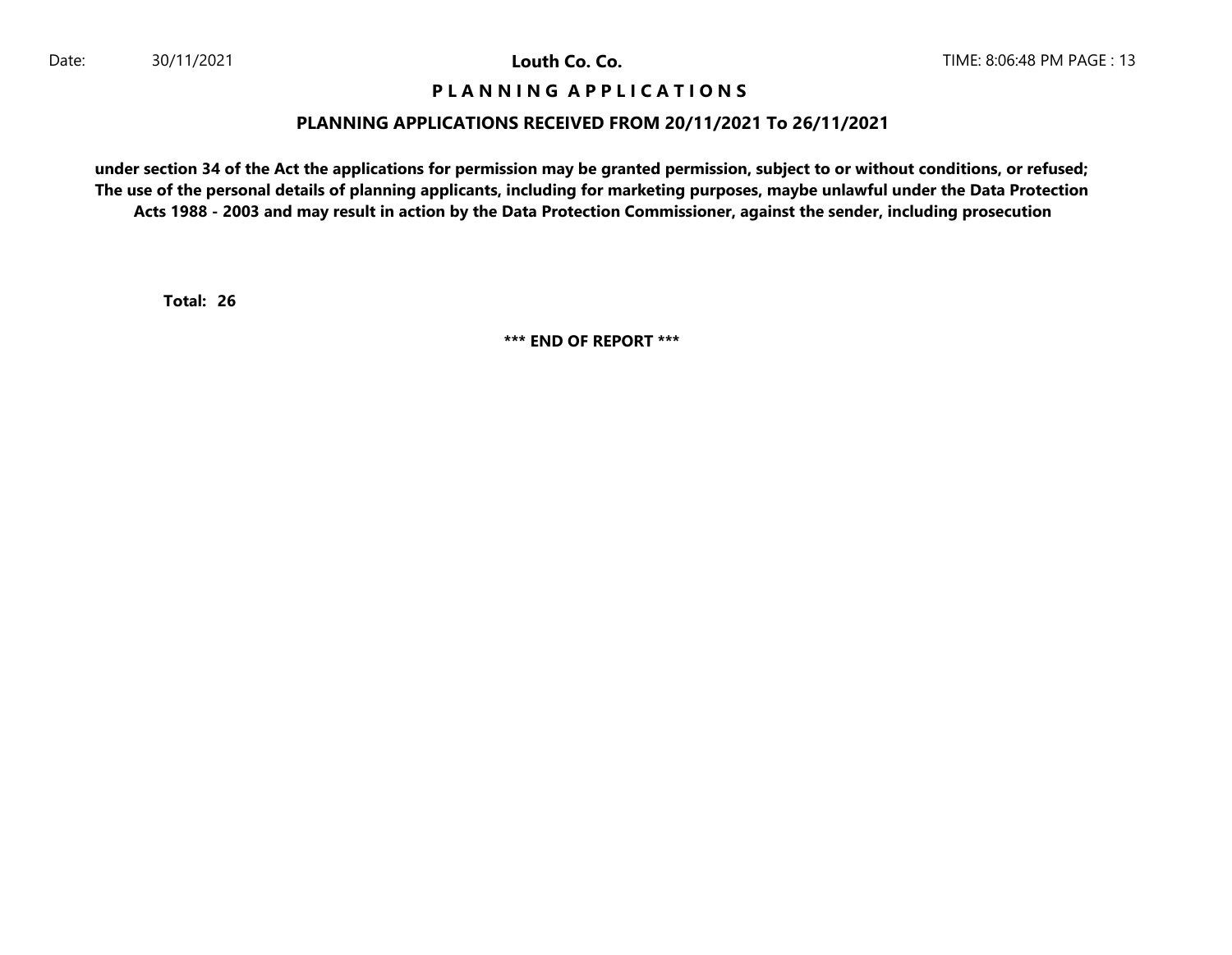**under section 34 of the Act the applications for permission may be granted permission, subject to or without conditions, or refused; The use of the personal details of planning applicants, including for marketing purposes, maybe unlawful under the Data Protection Acts 1988 - 2003 and may result in action by the Data Protection Commissioner, against the sender, including prosecution**

**Total: 26**

**\*\*\* END OF REPORT \*\*\***